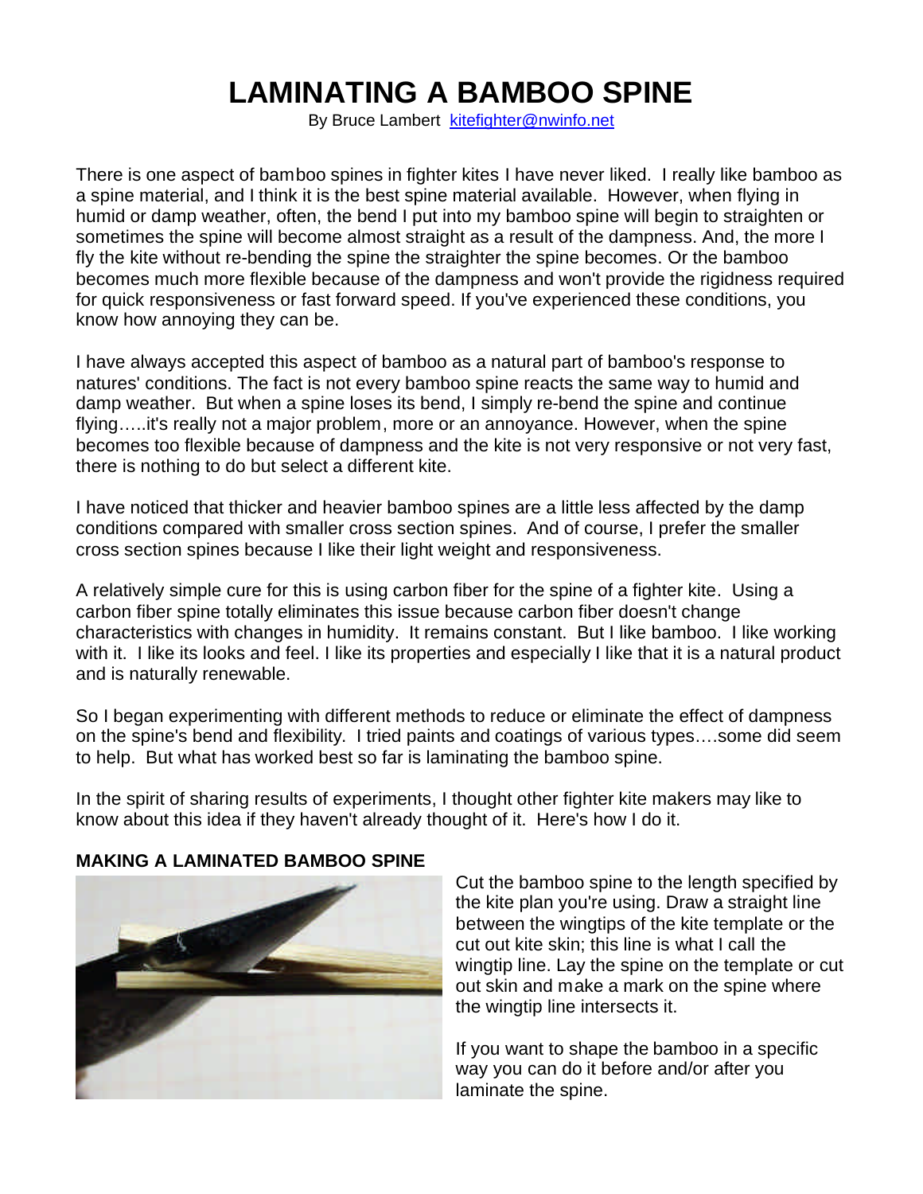# LAMINATING A BAMBOO SPINE

By Bruce Lambert kitefighter@nwinfo.net

There is one aspect of bamboo spines in fighter kites I have never liked. I really like bamboo as a spine material, and I think it is the best spine material available. However, when flying in humid or damp weather, often, the bend I put into my bamboo spine will begin to straighten or sometimes the spine will become almost straight as a result of the dampness. And, the more I fly the kite without re-bending the spine the straighter the spine becomes. Or the bamboo becomes much more flexible because of the dampness and won't provide the rigidness required for quick responsiveness or fast forward speed. If you've experienced these conditions, you know how annoying they can be.

I have always accepted this aspect of bamboo as a natural part of bamboo's response to natures' conditions. The fact is not every bamboo spine reacts the same way to humid and damp weather. But when a spine loses its bend, I simply re-bend the spine and continue flying…..it's really not a major problem, more or an annoyance. However, when the spine becomes too flexible because of dampness and the kite is not very responsive or not very fast, there is nothing to do but select a different kite.

I have noticed that thicker and heavier bamboo spines are a little less affected by the damp conditions compared with smaller cross section spines. And of course, I prefer the smaller cross section spines because I like their light weight and responsiveness.

A relatively simple cure for this is using carbon fiber for the spine of a fighter kite. Using a carbon fiber spine totally eliminates this issue because carbon fiber doesn't change characteristics with changes in humidity. It remains constant. But I like bamboo. I like working with it. I like its looks and feel. I like its properties and especially I like that it is a natural product and is naturally renewable.

So I began experimenting with different methods to reduce or eliminate the effect of dampness on the spine's bend and flexibility. I tried paints and coatings of various types….some did seem to help. But what has worked best so far is laminating the bamboo spine.

In the spirit of sharing results of experiments, I thought other fighter kite makers may like to know about this idea if they haven't already thought of it. Here's how I do it.

**MAKING A LAMINATED BAMBOO SPINE**

Cut the bamboo spine to the length specified by the kite plan you're using. Draw a straight line between the wingtips of the kite template or the cut out kite skin; this line is what I call the wingtip line. Lay the spine on the template or cut out skin and make a mark on the spine where the wingtip line intersects it.

If you want to shape the bamboo in a specific way you can do it before and/or after you laminate the spine.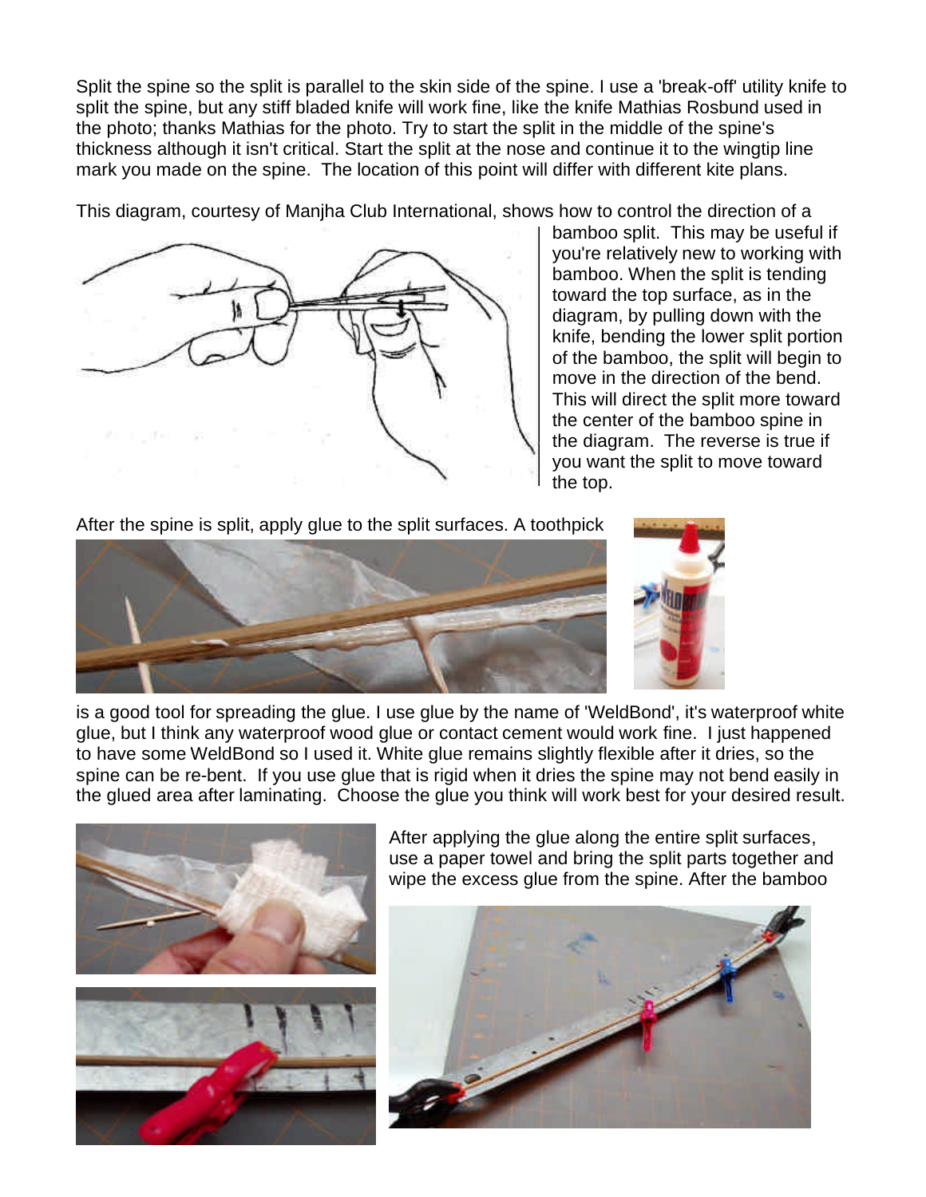Split the spine so the split is parallel to the skin side of the spine. I use a 'break-off' utility knife to split the spine, but any stiff bladed knife will work fine, like the knife Mathias Rosbund used in the photo; thanks Mathias for the photo. Try to start the split in the middle of the spine's thickness although it isn't critical. Start the split at the nose and continue it to the wingtip line mark you made on the spine. The location of this point will differ with different kite plans.

This diagram, courtesy of Manjha Club International, shows how to control the direction of a bamboo split. This may be useful if you're relatively new to working with bamboo. When the split is tending toward the top surface, as in the diagram, by pulling down with the knife, bending the lower split portion of the bamboo, the split will begin to move in the direction of the bend. This will direct the split more toward the center of the bamboo spine in the diagram. The reverse is true if you want the split to move toward the top.

After the spine is split, apply glue to the split surfaces. A toothpick is a good tool for spreading the glue. I use glue by the name of 'WeldBond', it's waterproof white glue, but I think any waterproof wood glue or contact cement would work fine. I just happened to have some WeldBond so I used it. White glue remains slightly flexible after it dries, so the spine can be re-bent. If you use glue that is rigid when it dries the spine may not bend easily in the glued area after laminating. Choose the glue you think will work best for your desired result.

After applying the glue along the entire split surfaces, use a paper towel and bring the split parts together and wipe the excess glue from the spine. After the bamboo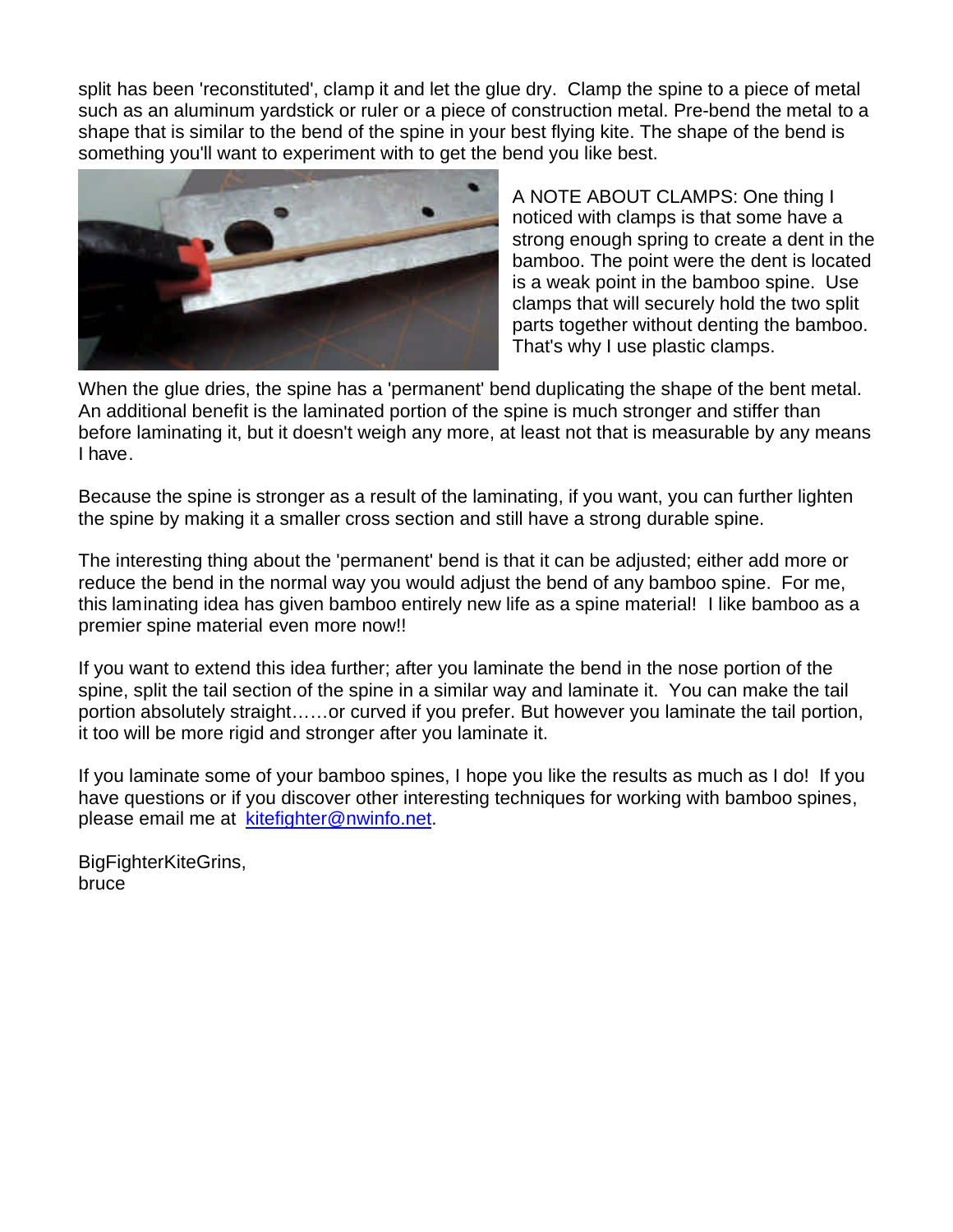split has been 'reconstituted', clamp it and let the glue dry. Clamp the spine to a piece of metal such as an aluminum yardstick or ruler or a piece of construction metal. Pre-bend the metal to a shape that is similar to the bend of the spine in your best flying kite. The shape of the bend is something you'll want to experiment with to get the bend you like best.

A NOTE ABOUT CLAMPS: One thing I noticed with clamps is that some have a strong enough spring to create a dent in the bamboo. The point were the dent is located is a weak point in the bamboo spine. Use clamps that will securely hold the two split parts together without denting the bamboo. That's why I use plastic clamps.

When the glue dries, the spine has a 'permanent' bend duplicating the shape of the bent metal. An additional benefit is the laminated portion of the spine is much stronger and stiffer than before laminating it, but it doesn't weigh any more, at least not that is measurable by any means I have.

Because the spine is stronger as a result of the laminating, if you want, you can further lighten the spine by making it a smaller cross section and still have a strong durable spine.

The interesting thing about the 'permanent' bend is that it can be adjusted; either add more or reduce the bend in the normal way you would adjust the bend of any bamboo spine. For me, this laminating idea has given bamboo entirely new life as a spine material! I like bamboo as a premier spine material even more now!!

If you want to extend this idea further; after you laminate the bend in the nose portion of the spine, split the tail section of the spine in a similar way and laminate it. You can make the tail portion absolutely straight……or curved if you prefer. But however you laminate the tail portion, it too will be more rigid and stronger after you laminate it.

If you laminate some of your bamboo spines, I hope you like the results as much as I do! If you have questions or if you discover other interesting techniques for working with bamboo spines, please email me at kitefighter@nwinfo.net.

BigFighterKiteGrins,  
bruce